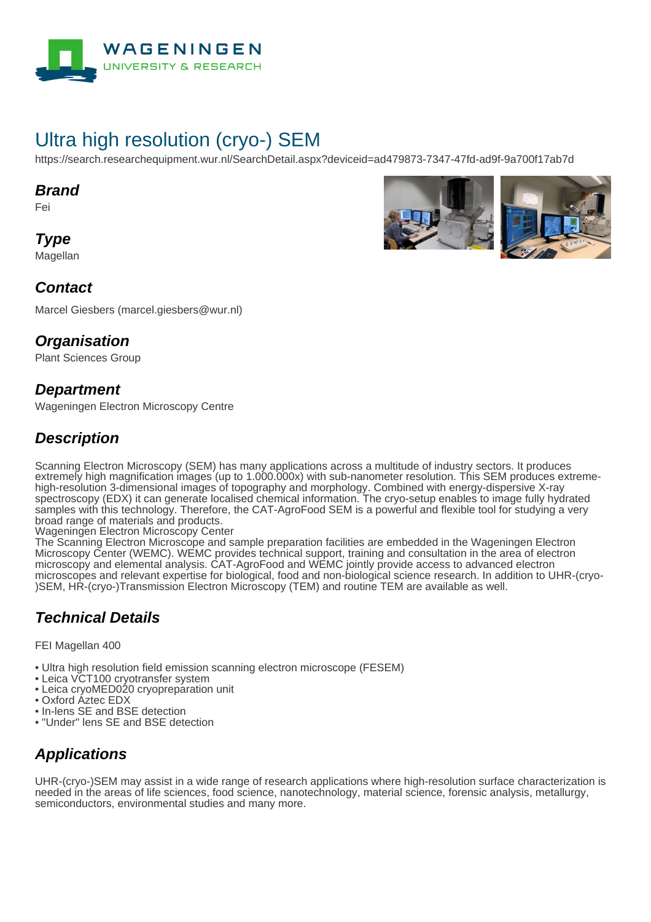# Ultra high resolution (cryo-) SEM

https://search.researchequipment.wur.nl/SearchDetail.aspx?deviceid=ad479873-7347-47fd-ad9f-9a700f17ab7d

## Brand

Fei

## Type

Magellan

## Contact

Marcel Giesbers (marcel.giesbers@wur.nl)

## Organisation

Plant Sciences Group

## Department

Wageningen Electron Microscopy Centre

## Description

Scanning Electron Microscopy (SEM) has many applications across a multitude of industry sectors. It produces extremely high magnification images (up to 1.000.000x) with sub-nanometer resolution. This SEM produces extreme-high-resolution 3-dimensional images of topography and morphology. Combined with energy-dispersive X-ray spectroscopy (EDX) it can generate localised chemical information. The cryo-setup enables to image fully hydrated samples with this technology. Therefore, the CAT-AgroFood SEM is a powerful and flexible tool for studying a very broad range of materials and products.
Wageningen Electron Microscopy Center
The Scanning Electron Microscope and sample preparation facilities are embedded in the Wageningen Electron Microscopy Center (WEMC). WEMC provides technical support, training and consultation in the area of electron microscopy and elemental analysis. CAT-AgroFood and WEMC jointly provide access to advanced electron microscopes and relevant expertise for biological, food and non-biological science research. In addition to UHR-(cryo-)SEM, HR-(cryo-)Transmission Electron Microscopy (TEM) and routine TEM are available as well.

## Technical Details

FEI Magellan 400

- Ultra high resolution field emission scanning electron microscope (FESEM)
- Leica VCT100 cryotransfer system
- Leica cryoMED020 cryopreparation unit
- Oxford Aztec EDX
- In-lens SE and BSE detection
- "Under" lens SE and BSE detection

## Applications

UHR-(cryo-)SEM may assist in a wide range of research applications where high-resolution surface characterization is needed in the areas of life sciences, food science, nanotechnology, material science, forensic analysis, metallurgy, semiconductors, environmental studies and many more.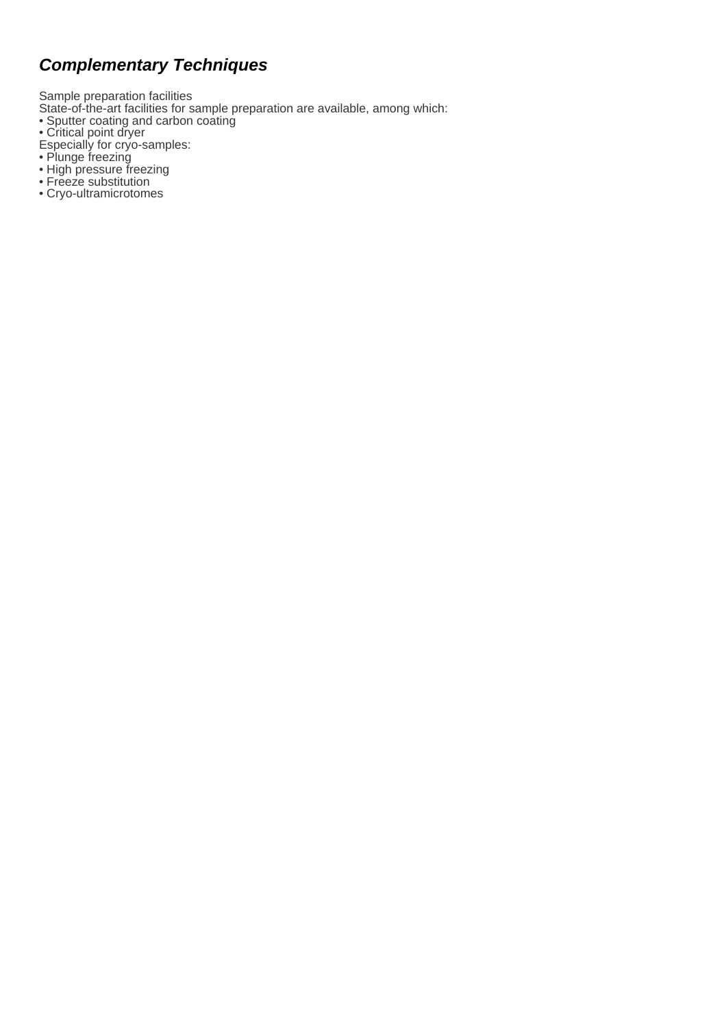## ***Complementary Techniques***

Sample preparation facilities
State-of-the-art facilities for sample preparation are available, among which:
- Sputter coating and carbon coating
- Critical point dryer

Especially for cryo-samples:
- Plunge freezing
- High pressure freezing
- Freeze substitution
- Cryo-ultramicrotomes